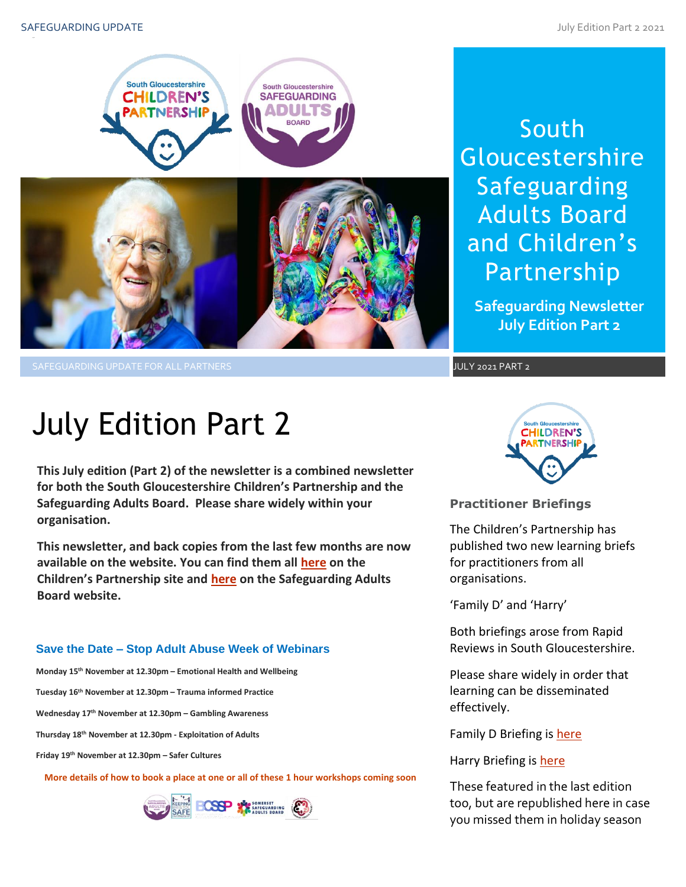# South Gloucestershire Safeguarding Adults Board and Children's Partnership

**Safeguarding Newsletter July Edition Part 2**

SAFEGUARDING UPDATE FOR ALL PARTNERS

JULY 2021 PART 2

# July Edition Part 2

**This July edition (Part 2) of the newsletter is a combined newsletter for both the South Gloucestershire Children's Partnership and the Safeguarding Adults Board. Please share widely within your organisation.**

**This newsletter, and back copies from the last few months are now available on the website. You can find them all here on the Children's Partnership site and here on the Safeguarding Adults Board website.**

### Save the Date – Stop Adult Abuse Week of Webinars

**Monday 15th November at 12.30pm – Emotional Health and Wellbeing**

**Tuesday 16th November at 12.30pm – Trauma informed Practice**

**Wednesday 17th November at 12.30pm – Gambling Awareness**

**Thursday 18th November at 12.30pm - Exploitation of Adults**

**Friday 19th November at 12.30pm – Safer Cultures**

**More details of how to book a place at one or all of these 1 hour workshops coming soon**

### Practitioner Briefings

The Children's Partnership has published two new learning briefs for practitioners from all organisations.

'Family D' and 'Harry'

Both briefings arose from Rapid Reviews in South Gloucestershire.

Please share widely in order that learning can be disseminated effectively.

Family D Briefing is here

Harry Briefing is here

These featured in the last edition too, but are republished here in case you missed them in holiday season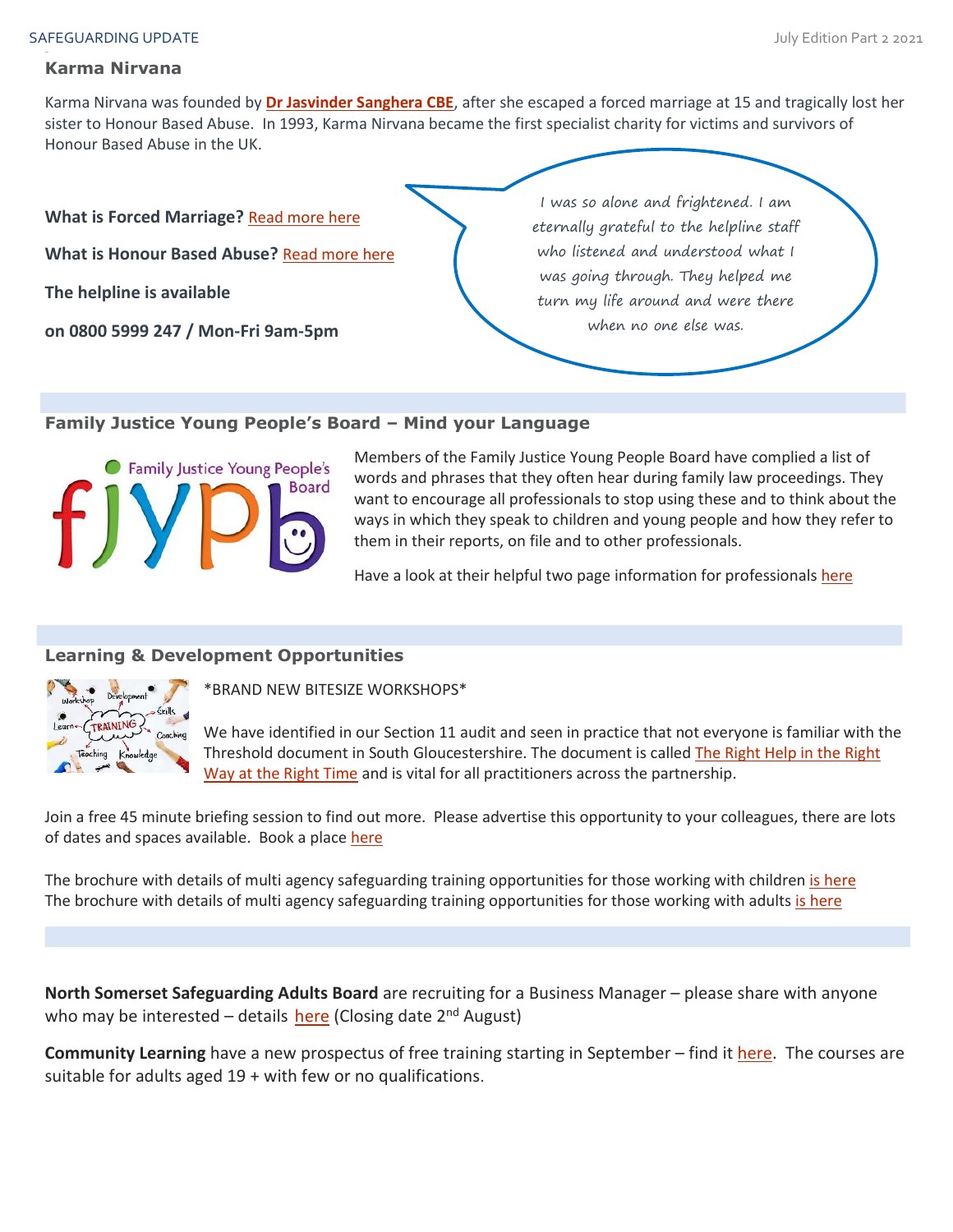## Karma Nirvana

Karma Nirvana was founded by **Dr Jasvinder Sanghera CBE**, after she escaped a forced marriage at 15 and tragically lost her sister to Honour Based Abuse. In 1993, Karma Nirvana became the first specialist charity for victims and survivors of Honour Based Abuse in the UK.

**What is Forced Marriage?** Read more here

**What is Honour Based Abuse?** Read more here

**The helpline is available**

**on 0800 5999 247 / Mon-Fri 9am-5pm**

*I was so alone and frightened. I am eternally grateful to the helpline staff who listened and understood what I was going through. They helped me turn my life around and were there when no one else was.*

## Family Justice Young People's Board – Mind your Language

Family Justice Young People's Board

Members of the Family Justice Young People Board have complied a list of words and phrases that they often hear during family law proceedings. They want to encourage all professionals to stop using these and to think about the ways in which they speak to children and young people and how they refer to them in their reports, on file and to other professionals.

Have a look at their helpful two page information for professionals here

## Learning & Development Opportunities

*BRAND NEW BITESIZE WORKSHOPS*

We have identified in our Section 11 audit and seen in practice that not everyone is familiar with the Threshold document in South Gloucestershire. The document is called The Right Help in the Right Way at the Right Time and is vital for all practitioners across the partnership.

Join a free 45 minute briefing session to find out more. Please advertise this opportunity to your colleagues, there are lots of dates and spaces available. Book a place here

The brochure with details of multi agency safeguarding training opportunities for those working with children is here
The brochure with details of multi agency safeguarding training opportunities for those working with adults is here

**North Somerset Safeguarding Adults Board** are recruiting for a Business Manager – please share with anyone who may be interested – details here (Closing date 2nd August)

**Community Learning** have a new prospectus of free training starting in September – find it here. The courses are suitable for adults aged 19 + with few or no qualifications.